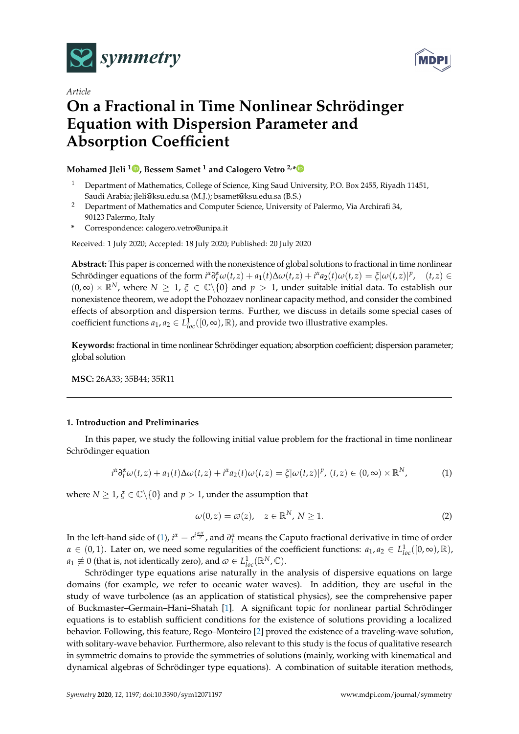*Article*

# On a Fractional in Time Nonlinear Schrödinger Equation with Dispersion Parameter and Absorption Coefficient

**Mohamed Jleli [1], Bessem Samet [1] and Calogero Vetro [2,*]**

[1] Department of Mathematics, College of Science, King Saud University, P.O. Box 2455, Riyadh 11451, Saudi Arabia; jleli@ksu.edu.sa (M.J.); bsamet@ksu.edu.sa (B.S.)

[2] Department of Mathematics and Computer Science, University of Palermo, Via Archirafi 34, 90123 Palermo, Italy

[*] Correspondence: calogero.vetro@unipa.it

Received: 1 July 2020; Accepted: 18 July 2020; Published: 20 July 2020

**Abstract:** This paper is concerned with the nonexistence of global solutions to fractional in time nonlinear Schrödinger equations of the form $i^{\alpha}\partial_t^{\alpha}\omega(t,z) + a_1(t)\Delta\omega(t,z) + i^{\alpha}a_2(t)\omega(t,z) = \xi|\omega(t,z)|^p$, $(t,z) \in (0,\infty)\times\mathbb{R}^N$, where $N \geq 1$, $\xi \in \mathbb{C}\backslash\{0\}$ and $p > 1$, under suitable initial data. To establish our nonexistence theorem, we adopt the Pohozaev nonlinear capacity method, and consider the combined effects of absorption and dispersion terms. Further, we discuss in details some special cases of coefficient functions $a_1, a_2 \in L^1_{loc}([0,\infty),\mathbb{R})$, and provide two illustrative examples.

**Keywords:** fractional in time nonlinear Schrödinger equation; absorption coefficient; dispersion parameter; global solution

**MSC:** 26A33; 35B44; 35R11

## 1. Introduction and Preliminaries

In this paper, we study the following initial value problem for the fractional in time nonlinear Schrödinger equation

$$i^{\alpha}\partial_t^{\alpha}\omega(t,z) + a_1(t)\Delta\omega(t,z) + i^{\alpha}a_2(t)\omega(t,z) = \xi|\omega(t,z)|^p,\ (t,z) \in (0,\infty)\times\mathbb{R}^N, \tag{1}$$

where $N \geq 1$, $\xi \in \mathbb{C}\backslash\{0\}$ and $p > 1$, under the assumption that

$$\omega(0,z) = \varpi(z), \quad z \in \mathbb{R}^N,\ N \geq 1. \tag{2}$$

In the left-hand side of (1), $i^{\alpha} = e^{i\frac{\alpha\pi}{2}}$, and $\partial_t^{\alpha}$ means the Caputo fractional derivative in time of order $\alpha \in (0,1)$. Later on, we need some regularities of the coefficient functions: $a_1, a_2 \in L^1_{loc}([0,\infty),\mathbb{R})$, $a_1 \not\equiv 0$ (that is, not identically zero), and $\varpi \in L^1_{loc}(\mathbb{R}^N,\mathbb{C})$.

Schrödinger type equations arise naturally in the analysis of dispersive equations on large domains (for example, we refer to oceanic water waves). In addition, they are useful in the study of wave turbolence (as an application of statistical physics), see the comprehensive paper of Buckmaster–Germain–Hani–Shatah [1]. A significant topic for nonlinear partial Schrödinger equations is to establish sufficient conditions for the existence of solutions providing a localized behavior. Following, this feature, Rego–Monteiro [2] proved the existence of a traveling-wave solution, with solitary-wave behavior. Furthermore, also relevant to this study is the focus of qualitative research in symmetric domains to provide the symmetries of solutions (mainly, working with kinematical and dynamical algebras of Schrödinger type equations). A combination of suitable iteration methods,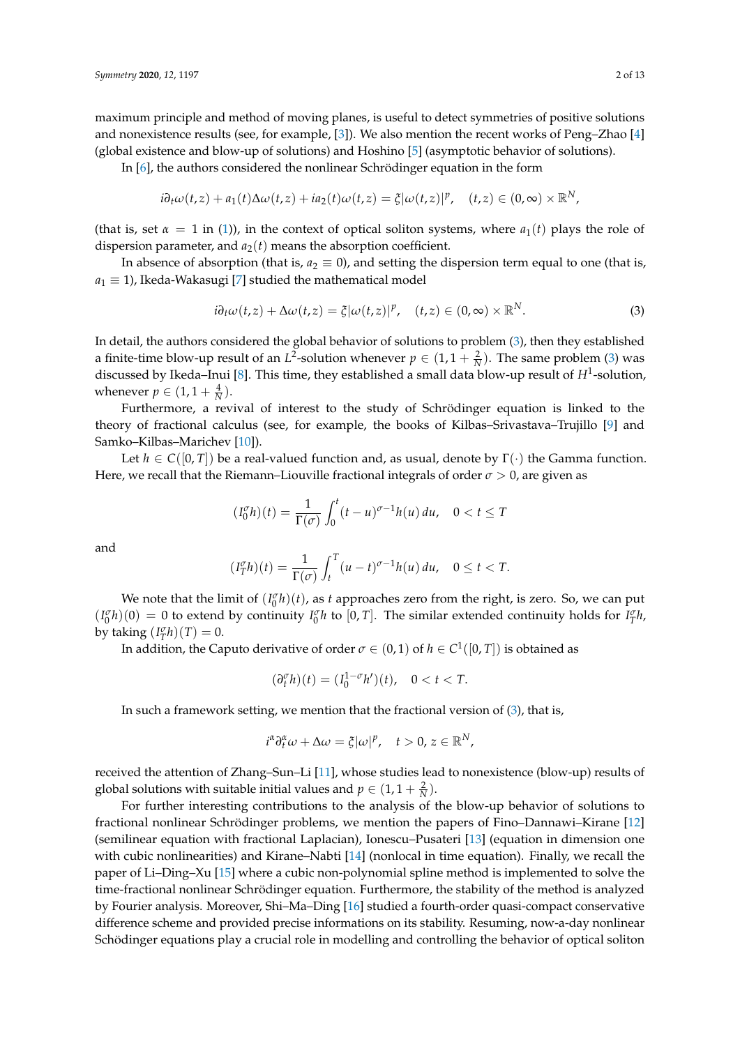maximum principle and method of moving planes, is useful to detect symmetries of positive solutions and nonexistence results (see, for example, [3]). We also mention the recent works of Peng–Zhao [4] (global existence and blow-up of solutions) and Hoshino [5] (asymptotic behavior of solutions).

In [6], the authors considered the nonlinear Schrödinger equation in the form

$$i\partial_t \omega(t,z) + a_1(t)\Delta\omega(t,z) + ia_2(t)\omega(t,z) = \xi|\omega(t,z)|^p, \quad (t,z) \in (0,\infty) \times \mathbb{R}^N,$$

(that is, set $\alpha = 1$ in (1)), in the context of optical soliton systems, where $a_1(t)$ plays the role of dispersion parameter, and $a_2(t)$ means the absorption coefficient.

In absence of absorption (that is, $a_2 \equiv 0$), and setting the dispersion term equal to one (that is, $a_1 \equiv 1$), Ikeda-Wakasugi [7] studied the mathematical model

$$i\partial_t \omega(t,z) + \Delta\omega(t,z) = \xi|\omega(t,z)|^p, \quad (t,z) \in (0,\infty) \times \mathbb{R}^N. \tag{3}$$

In detail, the authors considered the global behavior of solutions to problem (3), then they established a finite-time blow-up result of an $L^2$-solution whenever $p \in (1, 1 + \frac{2}{N})$. The same problem (3) was discussed by Ikeda–Inui [8]. This time, they established a small data blow-up result of $H^1$-solution, whenever $p \in (1, 1 + \frac{4}{N})$.

Furthermore, a revival of interest to the study of Schrödinger equation is linked to the theory of fractional calculus (see, for example, the books of Kilbas–Srivastava–Trujillo [9] and Samko–Kilbas–Marichev [10]).

Let $h \in C([0,T])$ be a real-valued function and, as usual, denote by $\Gamma(\cdot)$ the Gamma function. Here, we recall that the Riemann–Liouville fractional integrals of order $\sigma > 0$, are given as

$$(I_0^\sigma h)(t) = \frac{1}{\Gamma(\sigma)} \int_0^t (t-u)^{\sigma-1} h(u)\, du, \quad 0 < t \leq T$$

and

$$(I_T^\sigma h)(t) = \frac{1}{\Gamma(\sigma)} \int_t^T (u-t)^{\sigma-1} h(u)\, du, \quad 0 \leq t < T.$$

We note that the limit of $(I_0^\sigma h)(t)$, as $t$ approaches zero from the right, is zero. So, we can put $(I_0^\sigma h)(0) = 0$ to extend by continuity $I_0^\sigma h$ to $[0,T]$. The similar extended continuity holds for $I_T^\sigma h$, by taking $(I_T^\sigma h)(T) = 0$.

In addition, the Caputo derivative of order $\sigma \in (0,1)$ of $h \in C^1([0,T])$ is obtained as

$$(\partial_t^\sigma h)(t) = (I_0^{1-\sigma} h')(t), \quad 0 < t < T.$$

In such a framework setting, we mention that the fractional version of (3), that is,

$$i^\alpha \partial_t^\alpha \omega + \Delta\omega = \xi|\omega|^p, \quad t > 0,\, z \in \mathbb{R}^N,$$

received the attention of Zhang–Sun–Li [11], whose studies lead to nonexistence (blow-up) results of global solutions with suitable initial values and $p \in (1, 1 + \frac{2}{N})$.

For further interesting contributions to the analysis of the blow-up behavior of solutions to fractional nonlinear Schrödinger problems, we mention the papers of Fino–Dannawi–Kirane [12] (semilinear equation with fractional Laplacian), Ionescu–Pusateri [13] (equation in dimension one with cubic nonlinearities) and Kirane–Nabti [14] (nonlocal in time equation). Finally, we recall the paper of Li–Ding–Xu [15] where a cubic non-polynomial spline method is implemented to solve the time-fractional nonlinear Schrödinger equation. Furthermore, the stability of the method is analyzed by Fourier analysis. Moreover, Shi–Ma–Ding [16] studied a fourth-order quasi-compact conservative difference scheme and provided precise informations on its stability. Resuming, now-a-day nonlinear Schödinger equations play a crucial role in modelling and controlling the behavior of optical soliton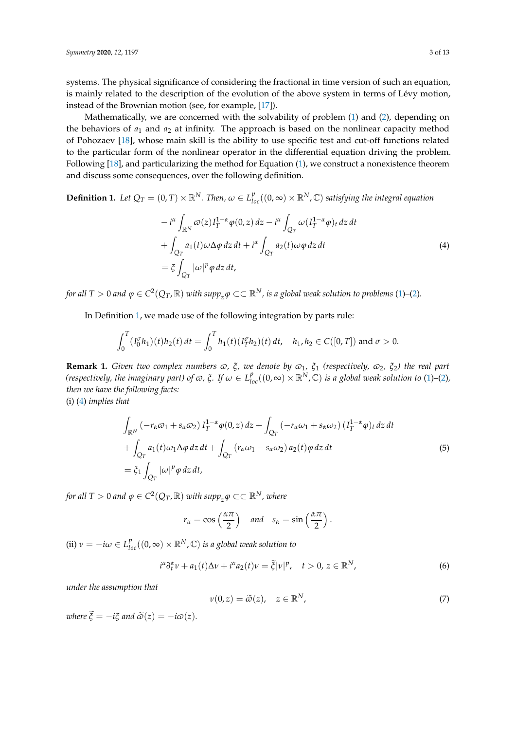systems. The physical significance of considering the fractional in time version of such an equation, is mainly related to the description of the evolution of the above system in terms of Lévy motion, instead of the Brownian motion (see, for example, [17]).

Mathematically, we are concerned with the solvability of problem (1) and (2), depending on the behaviors of $a_1$ and $a_2$ at infinity. The approach is based on the nonlinear capacity method of Pohozaev [18], whose main skill is the ability to use specific test and cut-off functions related to the particular form of the nonlinear operator in the differential equation driving the problem. Following [18], and particularizing the method for Equation (1), we construct a nonexistence theorem and discuss some consequences, over the following definition.

**Definition 1.** *Let $Q_T = (0,T) \times \mathbb{R}^N$. Then, $\omega \in L^p_{loc}((0,\infty) \times \mathbb{R}^N, \mathbb{C})$ satisfying the integral equation*

$$
\begin{aligned}
&- i^\alpha \int_{\mathbb{R}^N} \varpi(z) I_T^{1-\alpha}\varphi(0,z)\, dz - i^\alpha \int_{Q_T} \omega (I_T^{1-\alpha}\varphi)_t \, dz\, dt \\
&+ \int_{Q_T} a_1(t)\omega \Delta\varphi \, dz\, dt + i^\alpha \int_{Q_T} a_2(t)\omega\varphi \, dz\, dt \\
&= \xi \int_{Q_T} |\omega|^p \varphi \, dz\, dt,
\end{aligned}
\tag{4}
$$

*for all $T > 0$ and $\varphi \in C^2(Q_T, \mathbb{R})$ with $supp_z \varphi \subset\subset \mathbb{R}^N$, is a global weak solution to problems (1)–(2).*

In Definition 1, we made use of the following integration by parts rule:

$$
\int_0^T (I_0^\sigma h_1)(t) h_2(t)\, dt = \int_0^T h_1(t)(I_T^\sigma h_2)(t)\, dt, \quad h_1, h_2 \in C([0,T]) \text{ and } \sigma > 0.
$$

**Remark 1.** *Given two complex numbers $\varpi$, $\xi$, we denote by $\varpi_1$, $\xi_1$ (respectively, $\varpi_2$, $\xi_2$) the real part (respectively, the imaginary part) of $\varpi$, $\xi$. If $\omega \in L^p_{loc}((0,\infty) \times \mathbb{R}^N, \mathbb{C})$ is a global weak solution to (1)–(2), then we have the following facts:*

(i) *(4) implies that*

$$
\begin{aligned}
&\int_{\mathbb{R}^N} (-r_\alpha \varpi_1 + s_\alpha \varpi_2)\, I_T^{1-\alpha}\varphi(0,z)\, dz + \int_{Q_T} (-r_\alpha \omega_1 + s_\alpha \omega_2)\, (I_T^{1-\alpha}\varphi)_t \, dz\, dt \\
&+ \int_{Q_T} a_1(t)\omega_1 \Delta\varphi \, dz\, dt + \int_{Q_T} (r_\alpha \omega_1 - s_\alpha \omega_2)\, a_2(t)\varphi \, dz\, dt \\
&= \xi_1 \int_{Q_T} |\omega|^p \varphi \, dz\, dt,
\end{aligned}
\tag{5}
$$

*for all $T > 0$ and $\varphi \in C^2(Q_T, \mathbb{R})$ with $supp_z \varphi \subset\subset \mathbb{R}^N$, where*

$$
r_\alpha = \cos\left(\frac{\alpha\pi}{2}\right) \quad \textit{and} \quad s_\alpha = \sin\left(\frac{\alpha\pi}{2}\right).
$$

(ii) *$\nu = -i\omega \in L^p_{loc}((0,\infty) \times \mathbb{R}^N, \mathbb{C})$ is a global weak solution to*

$$
i^\alpha \partial_t^\alpha \nu + a_1(t)\Delta\nu + i^\alpha a_2(t)\nu = \widetilde{\xi}|\nu|^p, \quad t > 0,\, z \in \mathbb{R}^N,
\tag{6}
$$

*under the assumption that*

$$
\nu(0,z) = \widetilde{\varpi}(z), \quad z \in \mathbb{R}^N,
\tag{7}
$$

*where $\widetilde{\xi} = -i\xi$ and $\widetilde{\varpi}(z) = -i\varpi(z)$.*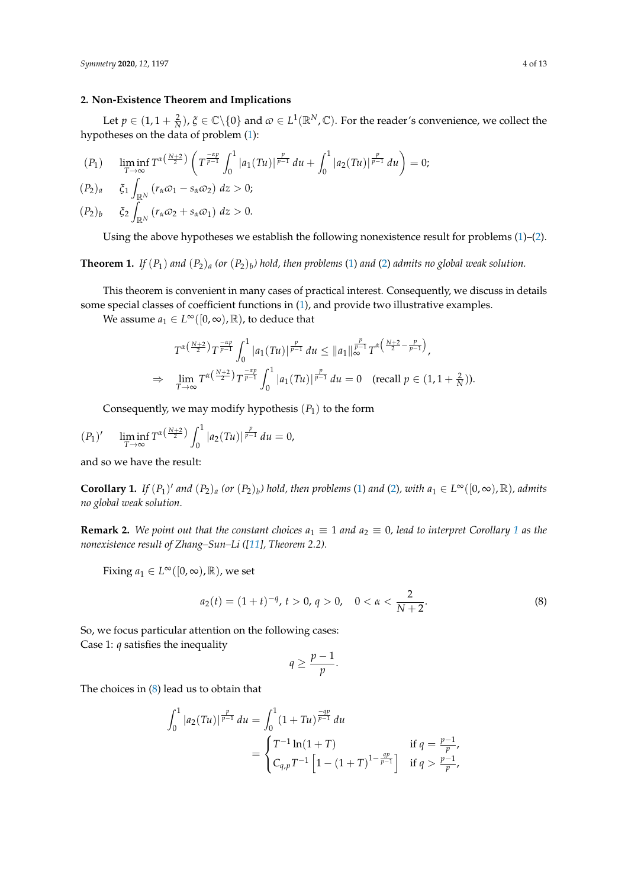## 2. Non-Existence Theorem and Implications

Let $p \in (1, 1+\frac{2}{N})$, $\xi \in \mathbb{C}\backslash\{0\}$ and $\varpi \in L^1(\mathbb{R}^N, \mathbb{C})$. For the reader's convenience, we collect the hypotheses on the data of problem (1):

$$(P_1) \qquad \liminf_{T\to\infty} T^{\alpha\left(\frac{N+2}{2}\right)} \left( T^{\frac{-\alpha p}{p-1}} \int_0^1 |a_1(Tu)|^{\frac{p}{p-1}}\,du + \int_0^1 |a_2(Tu)|^{\frac{p}{p-1}}\,du \right) = 0;$$

$$(P_2)_a \qquad \xi_1 \int_{\mathbb{R}^N} (r_\alpha \varpi_1 - s_\alpha \varpi_2)\,dz > 0;$$

$$(P_2)_b \qquad \xi_2 \int_{\mathbb{R}^N} (r_\alpha \varpi_2 + s_\alpha \varpi_1)\,dz > 0.$$

Using the above hypotheses we establish the following nonexistence result for problems (1)–(2).

**Theorem 1.** *If $(P_1)$ and $(P_2)_a$ (or $(P_2)_b$) hold, then problems (1) and (2) admits no global weak solution.*

This theorem is convenient in many cases of practical interest. Consequently, we discuss in details some special classes of coefficient functions in (1), and provide two illustrative examples.

We assume $a_1 \in L^\infty([0,\infty), \mathbb{R})$, to deduce that

$$T^{\alpha\left(\frac{N+2}{2}\right)} T^{\frac{-\alpha p}{p-1}} \int_0^1 |a_1(Tu)|^{\frac{p}{p-1}}\,du \leq \|a_1\|_\infty^{\frac{p}{p-1}} T^{\alpha\left(\frac{N+2}{2} - \frac{p}{p-1}\right)},$$

$$\Rightarrow \quad \lim_{T\to\infty} T^{\alpha\left(\frac{N+2}{2}\right)} T^{\frac{-\alpha p}{p-1}} \int_0^1 |a_1(Tu)|^{\frac{p}{p-1}}\,du = 0 \quad (\text{recall } p \in (1, 1+\tfrac{2}{N})).$$

Consequently, we may modify hypothesis $(P_1)$ to the form

$$(P_1)' \qquad \liminf_{T\to\infty} T^{\alpha\left(\frac{N+2}{2}\right)} \int_0^1 |a_2(Tu)|^{\frac{p}{p-1}}\,du = 0,$$

and so we have the result:

**Corollary 1.** *If $(P_1)'$ and $(P_2)_a$ (or $(P_2)_b$) hold, then problems (1) and (2), with $a_1 \in L^\infty([0,\infty), \mathbb{R})$, admits no global weak solution.*

**Remark 2.** *We point out that the constant choices $a_1 \equiv 1$ and $a_2 \equiv 0$, lead to interpret Corollary 1 as the nonexistence result of Zhang–Sun–Li ([11], Theorem 2.2).*

Fixing $a_1 \in L^\infty([0,\infty), \mathbb{R})$, we set

$$a_2(t) = (1+t)^{-q},\ t > 0,\ q > 0, \quad 0 < \alpha < \frac{2}{N+2}. \tag{8}$$

So, we focus particular attention on the following cases:
Case 1: $q$ satisfies the inequality

$$q \geq \frac{p-1}{p}.$$

The choices in (8) lead us to obtain that

$$\int_0^1 |a_2(Tu)|^{\frac{p}{p-1}}\,du = \int_0^1 (1+Tu)^{\frac{-qp}{p-1}}\,du = \begin{cases} T^{-1}\ln(1+T) & \text{if } q = \frac{p-1}{p}, \\ C_{q,p} T^{-1}\left[1 - (1+T)^{1-\frac{qp}{p-1}}\right] & \text{if } q > \frac{p-1}{p}, \end{cases}$$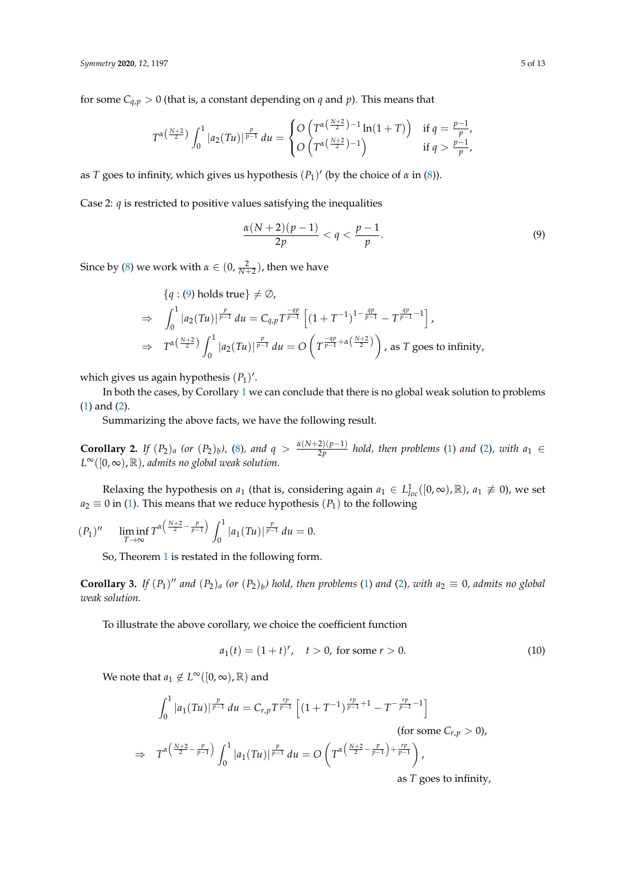for some $C_{q,p} > 0$ (that is, a constant depending on $q$ and $p$). This means that

$$T^{\alpha\left(\frac{N+2}{2}\right)} \int_0^1 |a_2(Tu)|^{\frac{p}{p-1}}\,du = \begin{cases} O\left(T^{\alpha\left(\frac{N+2}{2}\right)-1}\ln(1+T)\right) & \text{if } q = \frac{p-1}{p}, \\ O\left(T^{\alpha\left(\frac{N+2}{2}\right)-1}\right) & \text{if } q > \frac{p-1}{p}, \end{cases}$$

as $T$ goes to infinity, which gives us hypothesis $(P_1)'$ (by the choice of $\alpha$ in (8)).

Case 2: $q$ is restricted to positive values satisfying the inequalities

$$\frac{\alpha(N+2)(p-1)}{2p} < q < \frac{p-1}{p}. \tag{9}$$

Since by (8) we work with $\alpha \in (0, \frac{2}{N+2})$, then we have

$$\begin{aligned}
&\{q : (9) \text{ holds true}\} \neq \emptyset, \\
\Rightarrow\quad &\int_0^1 |a_2(Tu)|^{\frac{p}{p-1}}\,du = C_{q,p} T^{\frac{-qp}{p-1}}\left[(1+T^{-1})^{1-\frac{qp}{p-1}} - T^{\frac{qp}{p-1}-1}\right], \\
\Rightarrow\quad &T^{\alpha\left(\frac{N+2}{2}\right)} \int_0^1 |a_2(Tu)|^{\frac{p}{p-1}}\,du = O\left(T^{\frac{-qp}{p-1}+\alpha\left(\frac{N+2}{2}\right)}\right), \text{ as } T \text{ goes to infinity,}
\end{aligned}$$

which gives us again hypothesis $(P_1)'$.

In both the cases, by Corollary 1 we can conclude that there is no global weak solution to problems (1) and (2).

Summarizing the above facts, we have the following result.

**Corollary 2.** *If $(P_2)_a$ (or $(P_2)_b$), (8), and $q > \frac{\alpha(N+2)(p-1)}{2p}$ hold, then problems (1) and (2), with $a_1 \in L^\infty([0,\infty),\mathbb{R})$, admits no global weak solution.*

Relaxing the hypothesis on $a_1$ (that is, considering again $a_1 \in L^1_{loc}([0,\infty),\mathbb{R})$, $a_1 \not\equiv 0$), we set $a_2 \equiv 0$ in (1). This means that we reduce hypothesis $(P_1)$ to the following

$$(P_1)'' \qquad \liminf_{T\to\infty} T^{\alpha\left(\frac{N+2}{2}-\frac{p}{p-1}\right)} \int_0^1 |a_1(Tu)|^{\frac{p}{p-1}}\,du = 0.$$

So, Theorem 1 is restated in the following form.

**Corollary 3.** *If $(P_1)''$ and $(P_2)_a$ (or $(P_2)_b$) hold, then problems (1) and (2), with $a_2 \equiv 0$, admits no global weak solution.*

To illustrate the above corollary, we choice the coefficient function

$$a_1(t) = (1+t)^r, \quad t > 0, \text{ for some } r > 0. \tag{10}$$

We note that $a_1 \notin L^\infty([0,\infty),\mathbb{R})$ and

$$\begin{aligned}
&\int_0^1 |a_1(Tu)|^{\frac{p}{p-1}}\,du = C_{r,p} T^{\frac{rp}{p-1}}\left[(1+T^{-1})^{\frac{rp}{p-1}+1} - T^{-\frac{rp}{p-1}-1}\right] \\
&\hspace{20em}\text{(for some } C_{r,p} > 0\text{)}, \\
\Rightarrow\quad &T^{\alpha\left(\frac{N+2}{2}-\frac{p}{p-1}\right)} \int_0^1 |a_1(Tu)|^{\frac{p}{p-1}}\,du = O\left(T^{\alpha\left(\frac{N+2}{2}-\frac{p}{p-1}\right)+\frac{rp}{p-1}}\right), \\
&\hspace{20em}\text{as } T \text{ goes to infinity,}
\end{aligned}$$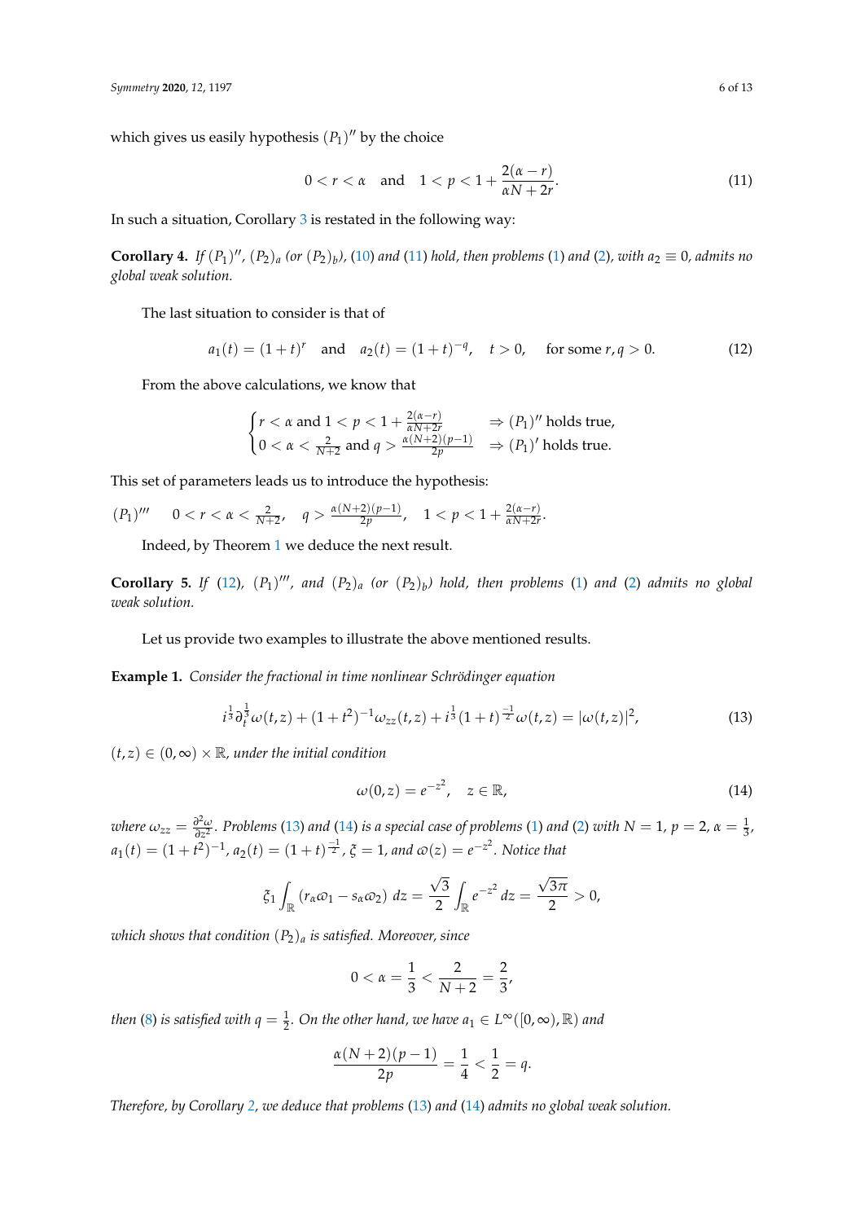which gives us easily hypothesis $(P_1)''$ by the choice

$$0 < r < \alpha \quad \text{and} \quad 1 < p < 1 + \frac{2(\alpha - r)}{\alpha N + 2r}. \tag{11}$$

In such a situation, Corollary 3 is restated in the following way:

**Corollary 4.** *If $(P_1)''$, $(P_2)_a$ (or $(P_2)_b$), (10) and (11) hold, then problems (1) and (2), with $a_2 \equiv 0$, admits no global weak solution.*

The last situation to consider is that of

$$a_1(t) = (1+t)^r \quad \text{and} \quad a_2(t) = (1+t)^{-q}, \quad t > 0, \quad \text{for some } r, q > 0. \tag{12}$$

From the above calculations, we know that

$$\begin{cases} r < \alpha \text{ and } 1 < p < 1 + \frac{2(\alpha - r)}{\alpha N + 2r} & \Rightarrow (P_1)'' \text{ holds true,} \\ 0 < \alpha < \frac{2}{N+2} \text{ and } q > \frac{\alpha(N+2)(p-1)}{2p} & \Rightarrow (P_1)' \text{ holds true.} \end{cases}$$

This set of parameters leads us to introduce the hypothesis:

$(P_1)'''$ $\quad 0 < r < \alpha < \frac{2}{N+2}, \quad q > \frac{\alpha(N+2)(p-1)}{2p}, \quad 1 < p < 1 + \frac{2(\alpha - r)}{\alpha N + 2r}.$

Indeed, by Theorem 1 we deduce the next result.

**Corollary 5.** *If (12), $(P_1)'''$, and $(P_2)_a$ (or $(P_2)_b$) hold, then problems (1) and (2) admits no global weak solution.*

Let us provide two examples to illustrate the above mentioned results.

**Example 1.** *Consider the fractional in time nonlinear Schrödinger equation*

$$i^{\frac{1}{3}} \partial_t^{\frac{1}{3}} \omega(t,z) + (1+t^2)^{-1} \omega_{zz}(t,z) + i^{\frac{1}{3}} (1+t)^{\frac{-1}{2}} \omega(t,z) = |\omega(t,z)|^2, \tag{13}$$

*$(t,z) \in (0,\infty) \times \mathbb{R}$, under the initial condition*

$$\omega(0,z) = e^{-z^2}, \quad z \in \mathbb{R}, \tag{14}$$

*where $\omega_{zz} = \frac{\partial^2 \omega}{\partial z^2}$. Problems (13) and (14) is a special case of problems (1) and (2) with $N = 1$, $p = 2$, $\alpha = \frac{1}{3}$, $a_1(t) = (1+t^2)^{-1}$, $a_2(t) = (1+t)^{\frac{-1}{2}}$, $\xi = 1$, and $\varpi(z) = e^{-z^2}$. Notice that*

$$\xi_1 \int_{\mathbb{R}} (r_\alpha \varpi_1 - s_\alpha \varpi_2) \, dz = \frac{\sqrt{3}}{2} \int_{\mathbb{R}} e^{-z^2} \, dz = \frac{\sqrt{3\pi}}{2} > 0,$$

*which shows that condition $(P_2)_a$ is satisfied. Moreover, since*

$$0 < \alpha = \frac{1}{3} < \frac{2}{N+2} = \frac{2}{3},$$

*then (8) is satisfied with $q = \frac{1}{2}$. On the other hand, we have $a_1 \in L^\infty([0,\infty), \mathbb{R})$ and*

$$\frac{\alpha(N+2)(p-1)}{2p} = \frac{1}{4} < \frac{1}{2} = q.$$

*Therefore, by Corollary 2, we deduce that problems (13) and (14) admits no global weak solution.*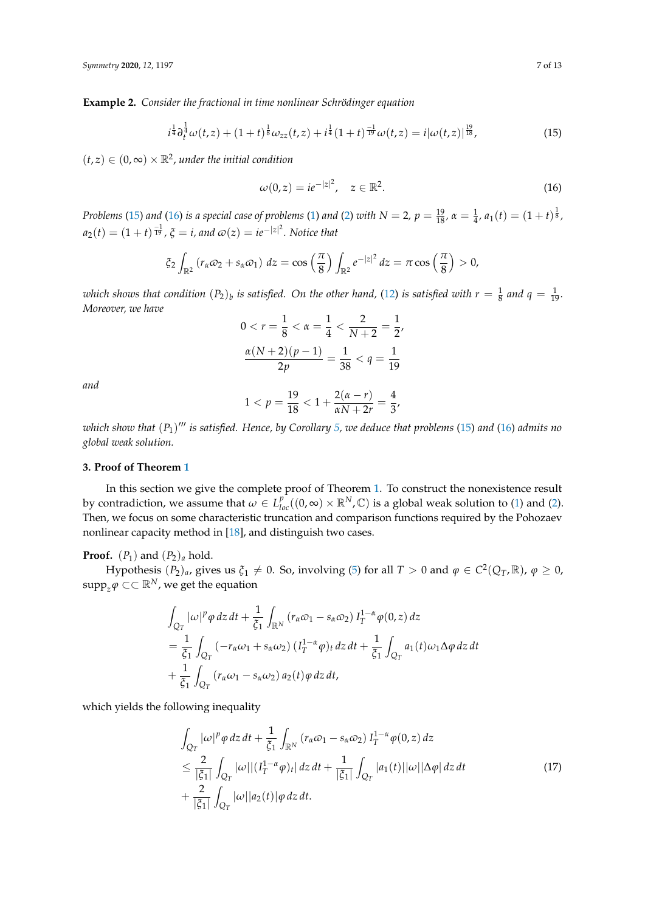**Example 2.** *Consider the fractional in time nonlinear Schrödinger equation*

$$i^{\frac{1}{4}}\partial_t^{\frac{1}{4}}\omega(t,z) + (1+t)^{\frac{1}{8}}\omega_{zz}(t,z) + i^{\frac{1}{4}}(1+t)^{\frac{-1}{19}}\omega(t,z) = i|\omega(t,z)|^{\frac{19}{18}}, \tag{15}$$

$(t,z) \in (0,\infty) \times \mathbb{R}^2$*, under the initial condition*

$$\omega(0,z) = ie^{-|z|^2}, \quad z \in \mathbb{R}^2. \tag{16}$$

*Problems* (15) *and* (16) *is a special case of problems* (1) *and* (2) *with* $N = 2$, $p = \frac{19}{18}$, $\alpha = \frac{1}{4}$, $a_1(t) = (1+t)^{\frac{1}{8}}$, $a_2(t) = (1+t)^{\frac{-1}{19}}$, $\xi = i$, *and* $\varpi(z) = ie^{-|z|^2}$. *Notice that*

$$\xi_2 \int_{\mathbb{R}^2} (r_\alpha \varpi_2 + s_\alpha \varpi_1)\, dz = \cos\left(\frac{\pi}{8}\right) \int_{\mathbb{R}^2} e^{-|z|^2}\, dz = \pi \cos\left(\frac{\pi}{8}\right) > 0,$$

*which shows that condition* $(P_2)_b$ *is satisfied. On the other hand,* (12) *is satisfied with* $r = \frac{1}{8}$ *and* $q = \frac{1}{19}$. *Moreover, we have*

$$0 < r = \frac{1}{8} < \alpha = \frac{1}{4} < \frac{2}{N+2} = \frac{1}{2},$$

$$\frac{\alpha(N+2)(p-1)}{2p} = \frac{1}{38} < q = \frac{1}{19}$$

*and*

$$1 < p = \frac{19}{18} < 1 + \frac{2(\alpha - r)}{\alpha N + 2r} = \frac{4}{3},$$

*which show that* $(P_1)'''$ *is satisfied. Hence, by Corollary 5, we deduce that problems* (15) *and* (16) *admits no global weak solution.*

## 3. Proof of Theorem 1

In this section we give the complete proof of Theorem 1. To construct the nonexistence result by contradiction, we assume that $\omega \in L^p_{loc}((0,\infty) \times \mathbb{R}^N, \mathbb{C})$ is a global weak solution to (1) and (2). Then, we focus on some characteristic truncation and comparison functions required by the Pohozaev nonlinear capacity method in [18], and distinguish two cases.

**Proof.** $(P_1)$ and $(P_2)_a$ hold.

Hypothesis $(P_2)_a$, gives us $\xi_1 \neq 0$. So, involving (5) for all $T > 0$ and $\varphi \in C^2(Q_T, \mathbb{R})$, $\varphi \geq 0$, $\text{supp}_z \varphi \subset\subset \mathbb{R}^N$, we get the equation

$$\begin{aligned}
&\int_{Q_T} |\omega|^p \varphi\, dz\, dt + \frac{1}{\xi_1} \int_{\mathbb{R}^N} (r_\alpha \varpi_1 - s_\alpha \varpi_2)\, I_T^{1-\alpha} \varphi(0,z)\, dz \\
&= \frac{1}{\xi_1} \int_{Q_T} (-r_\alpha \omega_1 + s_\alpha \omega_2)\, (I_T^{1-\alpha}\varphi)_t\, dz\, dt + \frac{1}{\xi_1} \int_{Q_T} a_1(t)\omega_1 \Delta\varphi\, dz\, dt \\
&+ \frac{1}{\xi_1} \int_{Q_T} (r_\alpha \omega_1 - s_\alpha \omega_2)\, a_2(t) \varphi\, dz\, dt,
\end{aligned}$$

which yields the following inequality

$$\begin{aligned}
&\int_{Q_T} |\omega|^p \varphi\, dz\, dt + \frac{1}{\xi_1} \int_{\mathbb{R}^N} (r_\alpha \varpi_1 - s_\alpha \varpi_2)\, I_T^{1-\alpha} \varphi(0,z)\, dz \\
&\leq \frac{2}{|\xi_1|} \int_{Q_T} |\omega||(I_T^{1-\alpha}\varphi)_t|\, dz\, dt + \frac{1}{|\xi_1|} \int_{Q_T} |a_1(t)||\omega||\Delta\varphi|\, dz\, dt \\
&+ \frac{2}{|\xi_1|} \int_{Q_T} |\omega||a_2(t)|\varphi\, dz\, dt.
\end{aligned} \tag{17}$$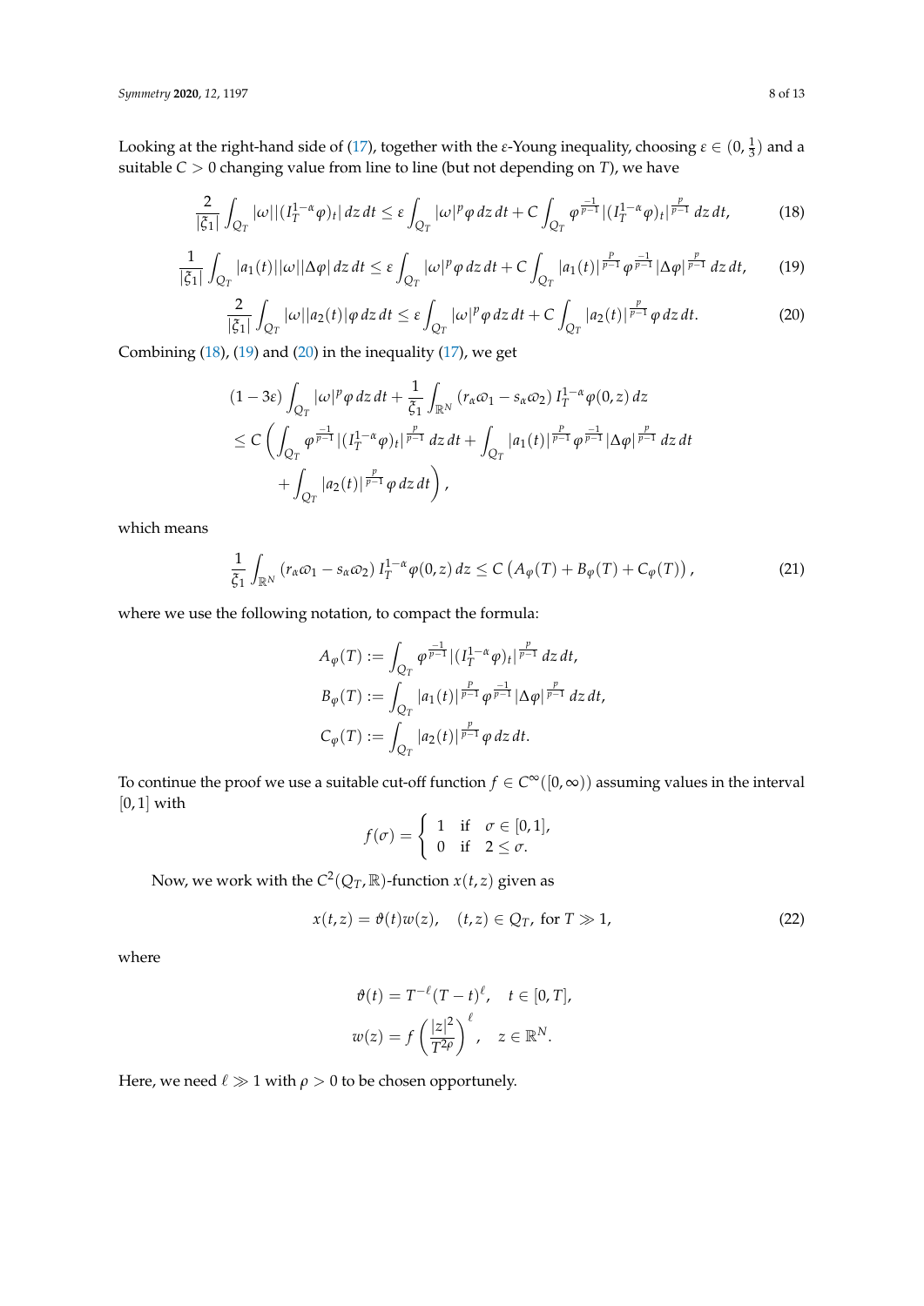Looking at the right-hand side of (17), together with the $\varepsilon$-Young inequality, choosing $\varepsilon \in (0, \frac{1}{3})$ and a suitable $C > 0$ changing value from line to line (but not depending on $T$), we have

$$\frac{2}{|\xi_1|}\int_{Q_T} |\omega||(I_T^{1-\alpha}\varphi)_t|\,dz\,dt \leq \varepsilon \int_{Q_T} |\omega|^p \varphi\,dz\,dt + C\int_{Q_T} \varphi^{\frac{-1}{p-1}}|(I_T^{1-\alpha}\varphi)_t|^{\frac{p}{p-1}}\,dz\,dt, \tag{18}$$

$$\frac{1}{|\xi_1|}\int_{Q_T} |a_1(t)||\omega||\Delta\varphi|\,dz\,dt \leq \varepsilon \int_{Q_T} |\omega|^p \varphi\,dz\,dt + C\int_{Q_T} |a_1(t)|^{\frac{p}{p-1}}\varphi^{\frac{-1}{p-1}}|\Delta\varphi|^{\frac{p}{p-1}}\,dz\,dt, \tag{19}$$

$$\frac{2}{|\xi_1|}\int_{Q_T} |\omega||a_2(t)|\varphi\,dz\,dt \leq \varepsilon \int_{Q_T} |\omega|^p \varphi\,dz\,dt + C\int_{Q_T} |a_2(t)|^{\frac{p}{p-1}}\varphi\,dz\,dt. \tag{20}$$

Combining (18), (19) and (20) in the inequality (17), we get

$$\begin{aligned}
&(1-3\varepsilon)\int_{Q_T} |\omega|^p \varphi\,dz\,dt + \frac{1}{\xi_1}\int_{\mathbb{R}^N} (r_\alpha \varpi_1 - s_\alpha \varpi_2)\, I_T^{1-\alpha}\varphi(0,z)\,dz \\
&\leq C\left(\int_{Q_T} \varphi^{\frac{-1}{p-1}}|(I_T^{1-\alpha}\varphi)_t|^{\frac{p}{p-1}}\,dz\,dt + \int_{Q_T} |a_1(t)|^{\frac{p}{p-1}}\varphi^{\frac{-1}{p-1}}|\Delta\varphi|^{\frac{p}{p-1}}\,dz\,dt \right.\\
&\qquad \left. + \int_{Q_T} |a_2(t)|^{\frac{p}{p-1}}\varphi\,dz\,dt\right),
\end{aligned}$$

which means

$$\frac{1}{\xi_1}\int_{\mathbb{R}^N} (r_\alpha \varpi_1 - s_\alpha \varpi_2)\, I_T^{1-\alpha}\varphi(0,z)\,dz \leq C\left(A_\varphi(T) + B_\varphi(T) + C_\varphi(T)\right), \tag{21}$$

where we use the following notation, to compact the formula:

$$\begin{aligned}
A_\varphi(T) &:= \int_{Q_T} \varphi^{\frac{-1}{p-1}}|(I_T^{1-\alpha}\varphi)_t|^{\frac{p}{p-1}}\,dz\,dt, \\
B_\varphi(T) &:= \int_{Q_T} |a_1(t)|^{\frac{p}{p-1}}\varphi^{\frac{-1}{p-1}}|\Delta\varphi|^{\frac{p}{p-1}}\,dz\,dt, \\
C_\varphi(T) &:= \int_{Q_T} |a_2(t)|^{\frac{p}{p-1}}\varphi\,dz\,dt.
\end{aligned}$$

To continue the proof we use a suitable cut-off function $f \in C^\infty([0,\infty))$ assuming values in the interval $[0,1]$ with

$$f(\sigma) = \begin{cases} 1 & \text{if} \quad \sigma \in [0,1], \\ 0 & \text{if} \quad 2 \leq \sigma. \end{cases}$$

Now, we work with the $C^2(Q_T, \mathbb{R})$-function $x(t,z)$ given as

$$x(t,z) = \vartheta(t)w(z), \quad (t,z) \in Q_T, \text{ for } T \gg 1, \tag{22}$$

where

$$\begin{aligned}
\vartheta(t) &= T^{-\ell}(T-t)^\ell, \quad t \in [0,T], \\
w(z) &= f\left(\frac{|z|^2}{T^{2\rho}}\right)^\ell, \quad z \in \mathbb{R}^N.
\end{aligned}$$

Here, we need $\ell \gg 1$ with $\rho > 0$ to be chosen opportunely.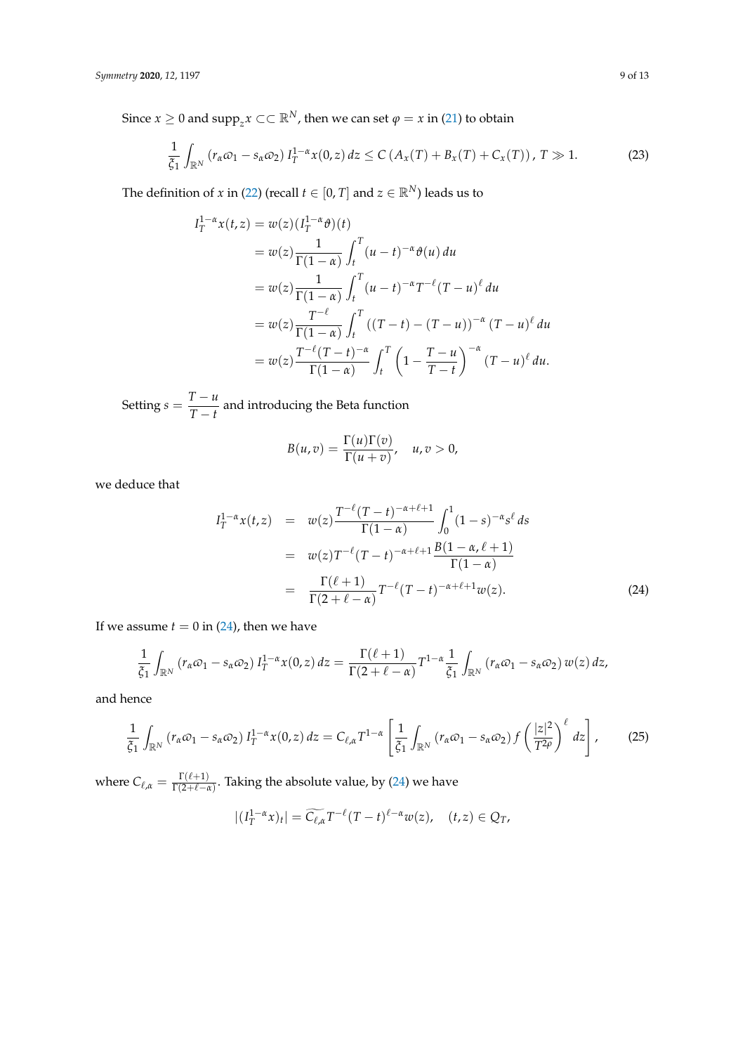Since $x \geq 0$ and $\text{supp}_z x \subset\subset \mathbb{R}^N$, then we can set $\varphi = x$ in (21) to obtain

$$\frac{1}{\xi_1}\int_{\mathbb{R}^N} (r_\alpha \varpi_1 - s_\alpha \varpi_2)\, I_T^{1-\alpha} x(0,z)\, dz \leq C\left(A_x(T) + B_x(T) + C_x(T)\right),\; T \gg 1. \tag{23}$$

The definition of $x$ in (22) (recall $t \in [0,T]$ and $z \in \mathbb{R}^N$) leads us to

$$\begin{aligned}
I_T^{1-\alpha} x(t,z) &= w(z)(I_T^{1-\alpha}\vartheta)(t) \\
&= w(z)\frac{1}{\Gamma(1-\alpha)}\int_t^T (u-t)^{-\alpha}\vartheta(u)\,du \\
&= w(z)\frac{1}{\Gamma(1-\alpha)}\int_t^T (u-t)^{-\alpha} T^{-\ell}(T-u)^{\ell}\,du \\
&= w(z)\frac{T^{-\ell}}{\Gamma(1-\alpha)}\int_t^T \left((T-t)-(T-u)\right)^{-\alpha}(T-u)^{\ell}\,du \\
&= w(z)\frac{T^{-\ell}(T-t)^{-\alpha}}{\Gamma(1-\alpha)}\int_t^T \left(1-\frac{T-u}{T-t}\right)^{-\alpha}(T-u)^{\ell}\,du.
\end{aligned}$$

Setting $s = \dfrac{T-u}{T-t}$ and introducing the Beta function

$$B(u,v) = \frac{\Gamma(u)\Gamma(v)}{\Gamma(u+v)}, \quad u,v > 0,$$

we deduce that

$$\begin{aligned}
I_T^{1-\alpha} x(t,z) &= w(z)\frac{T^{-\ell}(T-t)^{-\alpha+\ell+1}}{\Gamma(1-\alpha)}\int_0^1 (1-s)^{-\alpha}s^{\ell}\,ds \\
&= w(z)T^{-\ell}(T-t)^{-\alpha+\ell+1}\frac{B(1-\alpha,\ell+1)}{\Gamma(1-\alpha)} \\
&= \frac{\Gamma(\ell+1)}{\Gamma(2+\ell-\alpha)}T^{-\ell}(T-t)^{-\alpha+\ell+1}w(z).
\end{aligned} \tag{24}$$

If we assume $t = 0$ in (24), then we have

$$\frac{1}{\xi_1}\int_{\mathbb{R}^N} (r_\alpha \varpi_1 - s_\alpha \varpi_2)\, I_T^{1-\alpha} x(0,z)\, dz = \frac{\Gamma(\ell+1)}{\Gamma(2+\ell-\alpha)}T^{1-\alpha}\frac{1}{\xi_1}\int_{\mathbb{R}^N} (r_\alpha \varpi_1 - s_\alpha \varpi_2)\, w(z)\, dz,$$

and hence

$$\frac{1}{\xi_1}\int_{\mathbb{R}^N} (r_\alpha \varpi_1 - s_\alpha \varpi_2)\, I_T^{1-\alpha} x(0,z)\, dz = C_{\ell,\alpha}T^{1-\alpha}\left[\frac{1}{\xi_1}\int_{\mathbb{R}^N} (r_\alpha \varpi_1 - s_\alpha \varpi_2)\, f\left(\frac{|z|^2}{T^{2\rho}}\right)^{\ell} dz\right], \tag{25}$$

where $C_{\ell,\alpha} = \frac{\Gamma(\ell+1)}{\Gamma(2+\ell-\alpha)}$. Taking the absolute value, by (24) we have

$$|(I_T^{1-\alpha}x)_t| = \widetilde{C_{\ell,\alpha}}T^{-\ell}(T-t)^{\ell-\alpha}w(z), \quad (t,z) \in Q_T,$$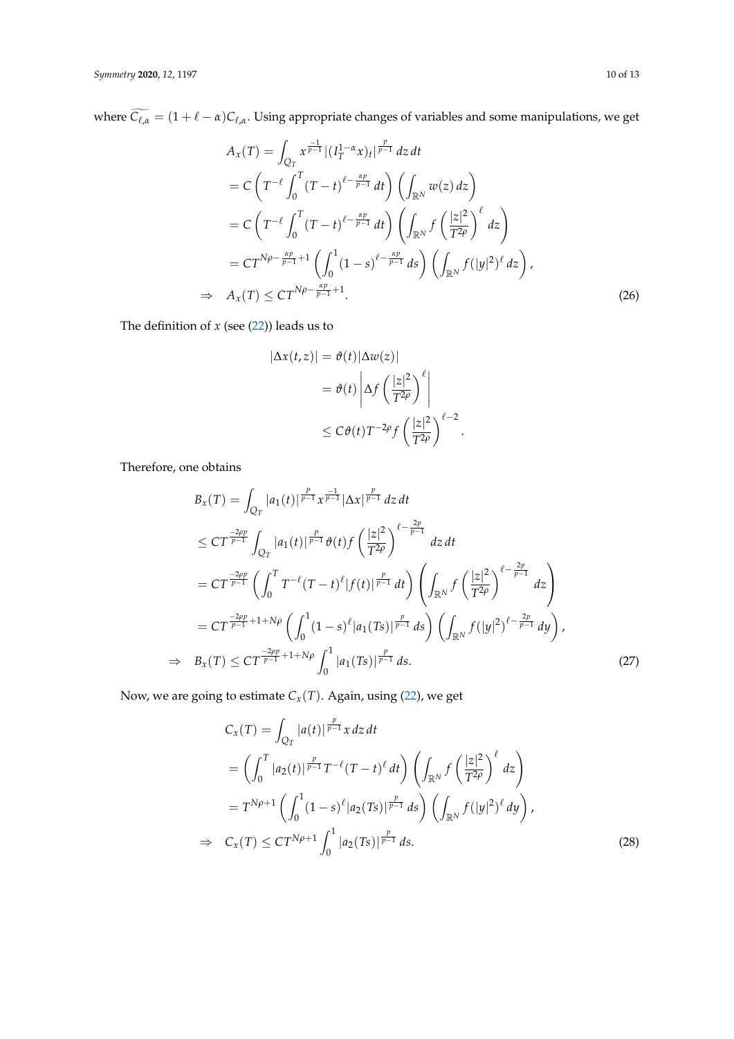where $\widetilde{C_{\ell,\alpha}} = (1+\ell-\alpha)C_{\ell,\alpha}$. Using appropriate changes of variables and some manipulations, we get

$$
\begin{aligned}
A_x(T) &= \int_{Q_T} x^{\frac{-1}{p-1}} |(I_T^{1-\alpha}x)_t|^{\frac{p}{p-1}}\, dz\, dt \\
&= C\left(T^{-\ell}\int_0^T (T-t)^{\ell-\frac{\alpha p}{p-1}}\, dt\right)\left(\int_{\mathbb{R}^N} w(z)\, dz\right) \\
&= C\left(T^{-\ell}\int_0^T (T-t)^{\ell-\frac{\alpha p}{p-1}}\, dt\right)\left(\int_{\mathbb{R}^N} f\left(\frac{|z|^2}{T^{2\rho}}\right)^{\ell} dz\right) \\
&= CT^{N\rho-\frac{\alpha p}{p-1}+1}\left(\int_0^1 (1-s)^{\ell-\frac{\alpha p}{p-1}}\, ds\right)\left(\int_{\mathbb{R}^N} f(|y|^2)^{\ell}\, dz\right), \\
\Rightarrow \quad A_x(T) &\leq CT^{N\rho-\frac{\alpha p}{p-1}+1}.
\end{aligned}
\tag{26}
$$

The definition of $x$ (see (22)) leads us to

$$
\begin{aligned}
|\Delta x(t,z)| &= \vartheta(t)|\Delta w(z)| \\
&= \vartheta(t)\left|\Delta f\left(\frac{|z|^2}{T^{2\rho}}\right)^{\ell}\right| \\
&\leq C\vartheta(t)T^{-2\rho} f\left(\frac{|z|^2}{T^{2\rho}}\right)^{\ell-2}.
\end{aligned}
$$

Therefore, one obtains

$$
\begin{aligned}
B_x(T) &= \int_{Q_T} |a_1(t)|^{\frac{p}{p-1}} x^{\frac{-1}{p-1}} |\Delta x|^{\frac{p}{p-1}}\, dz\, dt \\
&\leq CT^{\frac{-2\rho p}{p-1}} \int_{Q_T} |a_1(t)|^{\frac{p}{p-1}} \vartheta(t) f\left(\frac{|z|^2}{T^{2\rho}}\right)^{\ell-\frac{2p}{p-1}} dz\, dt \\
&= CT^{\frac{-2\rho p}{p-1}}\left(\int_0^T T^{-\ell}(T-t)^{\ell}|f(t)|^{\frac{p}{p-1}}\, dt\right)\left(\int_{\mathbb{R}^N} f\left(\frac{|z|^2}{T^{2\rho}}\right)^{\ell-\frac{2p}{p-1}} dz\right) \\
&= CT^{\frac{-2\rho p}{p-1}+1+N\rho}\left(\int_0^1 (1-s)^{\ell}|a_1(Ts)|^{\frac{p}{p-1}}\, ds\right)\left(\int_{\mathbb{R}^N} f(|y|^2)^{\ell-\frac{2p}{p-1}}\, dy\right), \\
\Rightarrow \quad B_x(T) &\leq CT^{\frac{-2\rho p}{p-1}+1+N\rho}\int_0^1 |a_1(Ts)|^{\frac{p}{p-1}}\, ds.
\end{aligned}
\tag{27}
$$

Now, we are going to estimate $C_x(T)$. Again, using (22), we get

$$
\begin{aligned}
C_x(T) &= \int_{Q_T} |a(t)|^{\frac{p}{p-1}} x\, dz\, dt \\
&= \left(\int_0^T |a_2(t)|^{\frac{p}{p-1}} T^{-\ell}(T-t)^{\ell}\, dt\right)\left(\int_{\mathbb{R}^N} f\left(\frac{|z|^2}{T^{2\rho}}\right)^{\ell} dz\right) \\
&= T^{N\rho+1}\left(\int_0^1 (1-s)^{\ell}|a_2(Ts)|^{\frac{p}{p-1}}\, ds\right)\left(\int_{\mathbb{R}^N} f(|y|^2)^{\ell}\, dy\right), \\
\Rightarrow \quad C_x(T) &\leq CT^{N\rho+1}\int_0^1 |a_2(Ts)|^{\frac{p}{p-1}}\, ds.
\end{aligned}
\tag{28}
$$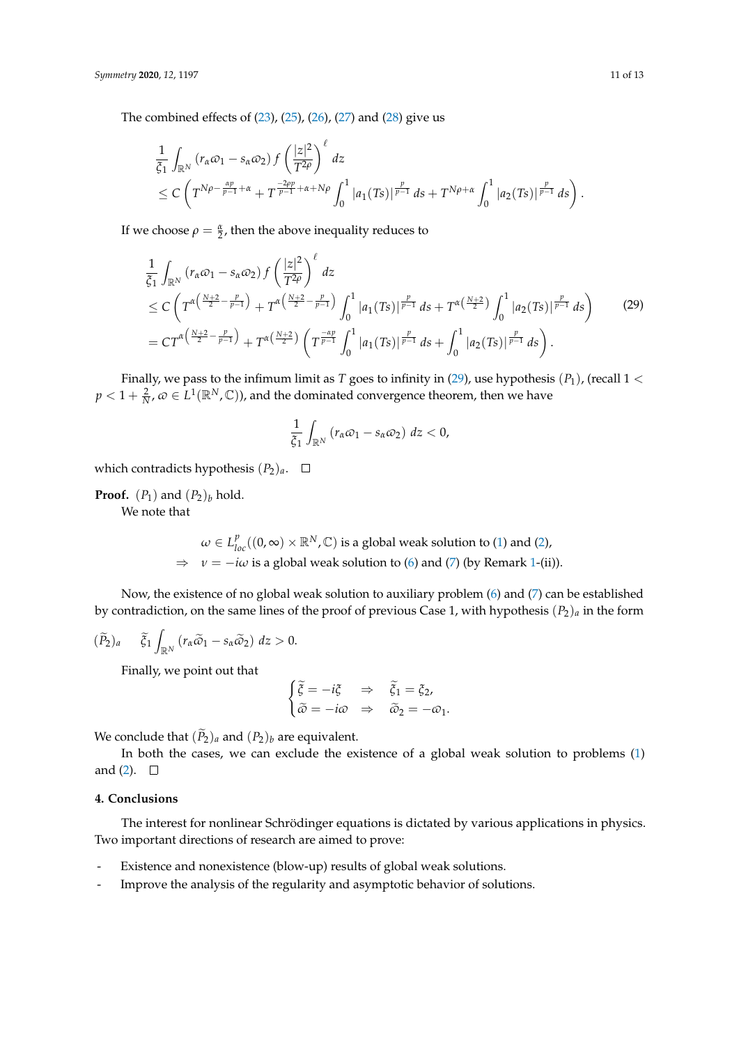The combined effects of (23), (25), (26), (27) and (28) give us

$$
\begin{aligned}
&\frac{1}{\xi_1}\int_{\mathbb{R}^N}(r_\alpha\varpi_1 - s_\alpha\varpi_2)\, f\left(\frac{|z|^2}{T^{2\rho}}\right)^{\ell} dz \\
&\leq C\left(T^{N\rho-\frac{\alpha p}{p-1}+\alpha} + T^{\frac{-2\rho p}{p-1}+\alpha+N\rho}\int_0^1 |a_1(Ts)|^{\frac{p}{p-1}}\, ds + T^{N\rho+\alpha}\int_0^1 |a_2(Ts)|^{\frac{p}{p-1}}\, ds\right).
\end{aligned}
$$

If we choose $\rho = \frac{\alpha}{2}$, then the above inequality reduces to

$$
\begin{aligned}
&\frac{1}{\xi_1}\int_{\mathbb{R}^N}(r_\alpha\varpi_1 - s_\alpha\varpi_2)\, f\left(\frac{|z|^2}{T^{2\rho}}\right)^{\ell} dz \\
&\leq C\left(T^{\alpha\left(\frac{N+2}{2}-\frac{p}{p-1}\right)} + T^{\alpha\left(\frac{N+2}{2}-\frac{p}{p-1}\right)}\int_0^1 |a_1(Ts)|^{\frac{p}{p-1}}\, ds + T^{\alpha\left(\frac{N+2}{2}\right)}\int_0^1 |a_2(Ts)|^{\frac{p}{p-1}}\, ds\right) \\
&= CT^{\alpha\left(\frac{N+2}{2}-\frac{p}{p-1}\right)} + T^{\alpha\left(\frac{N+2}{2}\right)}\left(T^{\frac{-\alpha p}{p-1}}\int_0^1 |a_1(Ts)|^{\frac{p}{p-1}}\, ds + \int_0^1 |a_2(Ts)|^{\frac{p}{p-1}}\, ds\right).
\end{aligned}
\tag{29}
$$

Finally, we pass to the infimum limit as $T$ goes to infinity in (29), use hypothesis $(P_1)$, (recall $1 < p < 1+\frac{2}{N}$, $\varpi \in L^1(\mathbb{R}^N, \mathbb{C})$), and the dominated convergence theorem, then we have

$$
\frac{1}{\xi_1}\int_{\mathbb{R}^N}(r_\alpha\varpi_1 - s_\alpha\varpi_2)\, dz < 0,
$$

which contradicts hypothesis $(P_2)_a$. □

**Proof.** $(P_1)$ and $(P_2)_b$ hold.

We note that

$$
\begin{aligned}
&\omega \in L^p_{loc}((0,\infty)\times\mathbb{R}^N, \mathbb{C}) \text{ is a global weak solution to (1) and (2),} \\
\Rightarrow\quad &\nu = -i\omega \text{ is a global weak solution to (6) and (7) (by Remark 1-(ii)).}
\end{aligned}
$$

Now, the existence of no global weak solution to auxiliary problem (6) and (7) can be established by contradiction, on the same lines of the proof of previous Case 1, with hypothesis $(P_2)_a$ in the form

$$
(\widetilde{P}_2)_a \qquad \widetilde{\xi}_1\int_{\mathbb{R}^N}(r_\alpha\widetilde{\varpi}_1 - s_\alpha\widetilde{\varpi}_2)\, dz > 0.
$$

Finally, we point out that

$$
\begin{cases}
\widetilde{\xi} = -i\xi & \Rightarrow \quad \widetilde{\xi}_1 = \xi_2, \\
\widetilde{\varpi} = -i\varpi & \Rightarrow \quad \widetilde{\varpi}_2 = -\varpi_1.
\end{cases}
$$

We conclude that $(\widetilde{P}_2)_a$ and $(P_2)_b$ are equivalent.

In both the cases, we can exclude the existence of a global weak solution to problems (1) and (2). □

## 4. Conclusions

The interest for nonlinear Schrödinger equations is dictated by various applications in physics. Two important directions of research are aimed to prove:

- Existence and nonexistence (blow-up) results of global weak solutions.
- Improve the analysis of the regularity and asymptotic behavior of solutions.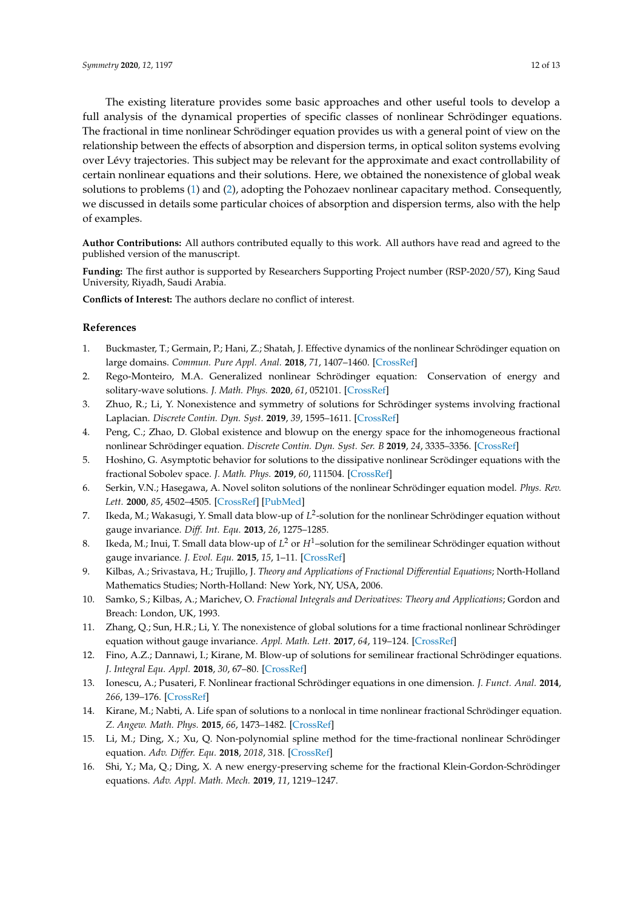The existing literature provides some basic approaches and other useful tools to develop a full analysis of the dynamical properties of specific classes of nonlinear Schrödinger equations. The fractional in time nonlinear Schrödinger equation provides us with a general point of view on the relationship between the effects of absorption and dispersion terms, in optical soliton systems evolving over Lévy trajectories. This subject may be relevant for the approximate and exact controllability of certain nonlinear equations and their solutions. Here, we obtained the nonexistence of global weak solutions to problems (1) and (2), adopting the Pohozaev nonlinear capacitary method. Consequently, we discussed in details some particular choices of absorption and dispersion terms, also with the help of examples.

**Author Contributions:** All authors contributed equally to this work. All authors have read and agreed to the published version of the manuscript.

**Funding:** The first author is supported by Researchers Supporting Project number (RSP-2020/57), King Saud University, Riyadh, Saudi Arabia.

**Conflicts of Interest:** The authors declare no conflict of interest.

## References

1. Buckmaster, T.; Germain, P.; Hani, Z.; Shatah, J. Effective dynamics of the nonlinear Schrödinger equation on large domains. *Commun. Pure Appl. Anal.* **2018**, *71*, 1407–1460. [CrossRef]
2. Rego-Monteiro, M.A. Generalized nonlinear Schrödinger equation: Conservation of energy and solitary-wave solutions. *J. Math. Phys.* **2020**, *61*, 052101. [CrossRef]
3. Zhuo, R.; Li, Y. Nonexistence and symmetry of solutions for Schrödinger systems involving fractional Laplacian. *Discrete Contin. Dyn. Syst.* **2019**, *39*, 1595–1611. [CrossRef]
4. Peng, C.; Zhao, D. Global existence and blowup on the energy space for the inhomogeneous fractional nonlinear Schrödinger equation. *Discrete Contin. Dyn. Syst. Ser. B* **2019**, *24*, 3335–3356. [CrossRef]
5. Hoshino, G. Asymptotic behavior for solutions to the dissipative nonlinear Scrödinger equations with the fractional Sobolev space. *J. Math. Phys.* **2019**, *60*, 111504. [CrossRef]
6. Serkin, V.N.; Hasegawa, A. Novel soliton solutions of the nonlinear Schrödinger equation model. *Phys. Rev. Lett.* **2000**, *85*, 4502–4505. [CrossRef] [PubMed]
7. Ikeda, M.; Wakasugi, Y. Small data blow-up of $L^2$-solution for the nonlinear Schrödinger equation without gauge invariance. *Diff. Int. Equ.* **2013**, *26*, 1275–1285.
8. Ikeda, M.; Inui, T. Small data blow-up of $L^2$ or $H^1$–solution for the semilinear Schrödinger equation without gauge invariance. *J. Evol. Equ.* **2015**, *15*, 1–11. [CrossRef]
9. Kilbas, A.; Srivastava, H.; Trujillo, J. *Theory and Applications of Fractional Differential Equations*; North-Holland Mathematics Studies; North-Holland: New York, NY, USA, 2006.
10. Samko, S.; Kilbas, A.; Marichev, O. *Fractional Integrals and Derivatives: Theory and Applications*; Gordon and Breach: London, UK, 1993.
11. Zhang, Q.; Sun, H.R.; Li, Y. The nonexistence of global solutions for a time fractional nonlinear Schrödinger equation without gauge invariance. *Appl. Math. Lett.* **2017**, *64*, 119–124. [CrossRef]
12. Fino, A.Z.; Dannawi, I.; Kirane, M. Blow-up of solutions for semilinear fractional Schrödinger equations. *J. Integral Equ. Appl.* **2018**, *30*, 67–80. [CrossRef]
13. Ionescu, A.; Pusateri, F. Nonlinear fractional Schrödinger equations in one dimension. *J. Funct. Anal.* **2014**, *266*, 139–176. [CrossRef]
14. Kirane, M.; Nabti, A. Life span of solutions to a nonlocal in time nonlinear fractional Schrödinger equation. *Z. Angew. Math. Phys.* **2015**, *66*, 1473–1482. [CrossRef]
15. Li, M.; Ding, X.; Xu, Q. Non-polynomial spline method for the time-fractional nonlinear Schrödinger equation. *Adv. Differ. Equ.* **2018**, *2018*, 318. [CrossRef]
16. Shi, Y.; Ma, Q.; Ding, X. A new energy-preserving scheme for the fractional Klein-Gordon-Schrödinger equations. *Adv. Appl. Math. Mech.* **2019**, *11*, 1219–1247.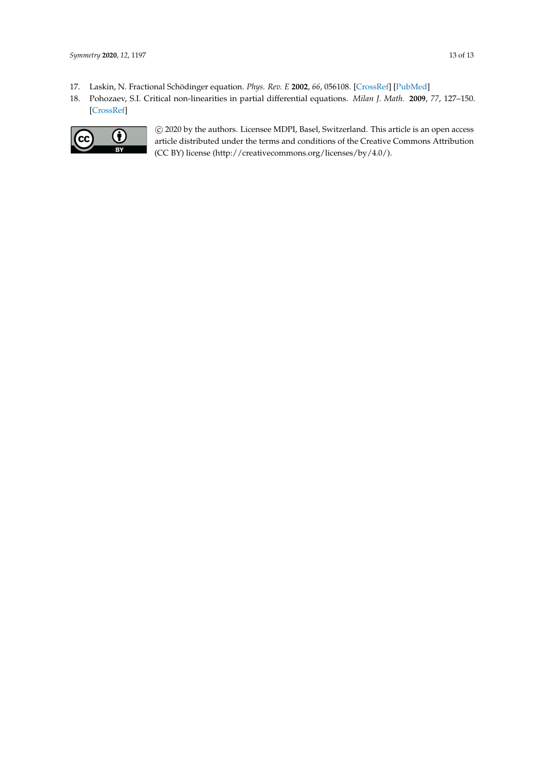17. Laskin, N. Fractional Schödinger equation. *Phys. Rev. E* **2002**, *66*, 056108. [CrossRef] [PubMed]
18. Pohozaev, S.I. Critical non-linearities in partial differential equations. *Milan J. Math.* **2009**, *77*, 127–150. [CrossRef]

© 2020 by the authors. Licensee MDPI, Basel, Switzerland. This article is an open access article distributed under the terms and conditions of the Creative Commons Attribution (CC BY) license (http://creativecommons.org/licenses/by/4.0/).